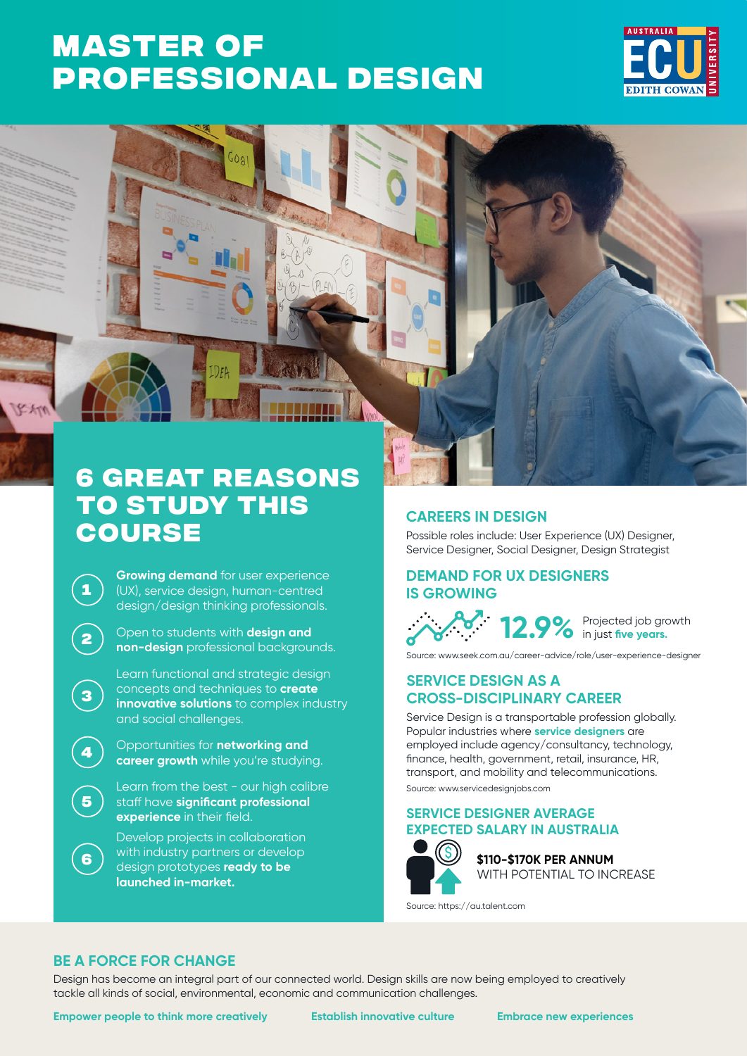# MASTER OF PROFESSIONAL DESIGN

## 6 GREAT REASONS TO STUDY THIS COURSE

1. **Growing demand** for user experience (UX), service design, human-centred design/design thinking professionals.
2. Open to students with **design and non-design** professional backgrounds.
3. Learn functional and strategic design concepts and techniques to **create innovative solutions** to complex industry and social challenges.
4. Opportunities for **networking and career growth** while you're studying.
5. Learn from the best - our high calibre staff have **significant professional experience** in their field.
6. Develop projects in collaboration with industry partners or develop design prototypes **ready to be launched in-market.**

## CAREERS IN DESIGN

Possible roles include: User Experience (UX) Designer, Service Designer, Social Designer, Design Strategist

## DEMAND FOR UX DESIGNERS IS GROWING

**12.9%** Projected job growth in just **five years.**

Source: www.seek.com.au/career-advice/role/user-experience-designer

## SERVICE DESIGN AS A CROSS-DISCIPLINARY CAREER

Service Design is a transportable profession globally. Popular industries where **service designers** are employed include agency/consultancy, technology, finance, health, government, retail, insurance, HR, transport, and mobility and telecommunications.

Source: www.servicedesignjobs.com

## SERVICE DESIGNER AVERAGE EXPECTED SALARY IN AUSTRALIA

**$110-$170K PER ANNUM**
WITH POTENTIAL TO INCREASE

Source: https://au.talent.com

## BE A FORCE FOR CHANGE

Design has become an integral part of our connected world. Design skills are now being employed to creatively tackle all kinds of social, environmental, economic and communication challenges.

**Empower people to think more creatively** **Establish innovative culture** **Embrace new experiences**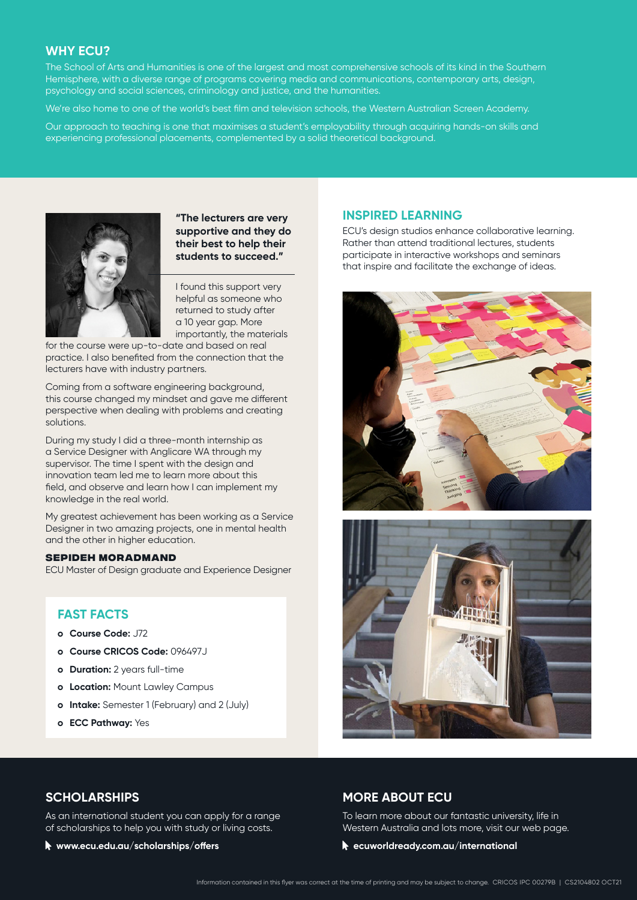## WHY ECU?

The School of Arts and Humanities is one of the largest and most comprehensive schools of its kind in the Southern Hemisphere, with a diverse range of programs covering media and communications, contemporary arts, design, psychology and social sciences, criminology and justice, and the humanities.

We're also home to one of the world's best film and television schools, the Western Australian Screen Academy.

Our approach to teaching is one that maximises a student's employability through acquiring hands-on skills and experiencing professional placements, complemented by a solid theoretical background.

**"The lecturers are very supportive and they do their best to help their students to succeed."**

I found this support very helpful as someone who returned to study after a 10 year gap. More importantly, the materials for the course were up-to-date and based on real practice. I also benefited from the connection that the lecturers have with industry partners.

Coming from a software engineering background, this course changed my mindset and gave me different perspective when dealing with problems and creating solutions.

During my study I did a three-month internship as a Service Designer with Anglicare WA through my supervisor. The time I spent with the design and innovation team led me to learn more about this field, and observe and learn how I can implement my knowledge in the real world.

My greatest achievement has been working as a Service Designer in two amazing projects, one in mental health and the other in higher education.

**SEPIDEH MORADMAND**
ECU Master of Design graduate and Experience Designer

### FAST FACTS

- **Course Code:** J72
- **Course CRICOS Code:** 096497J
- **Duration:** 2 years full-time
- **Location:** Mount Lawley Campus
- **Intake:** Semester 1 (February) and 2 (July)
- **ECC Pathway:** Yes

## INSPIRED LEARNING

ECU's design studios enhance collaborative learning. Rather than attend traditional lectures, students participate in interactive workshops and seminars that inspire and facilitate the exchange of ideas.

## SCHOLARSHIPS

As an international student you can apply for a range of scholarships to help you with study or living costs.

**www.ecu.edu.au/scholarships/offers**

## MORE ABOUT ECU

To learn more about our fantastic university, life in Western Australia and lots more, visit our web page.

**ecuworldready.com.au/international**

Information contained in this flyer was correct at the time of printing and may be subject to change. CRICOS IPC 00279B | CS2104802 OCT21